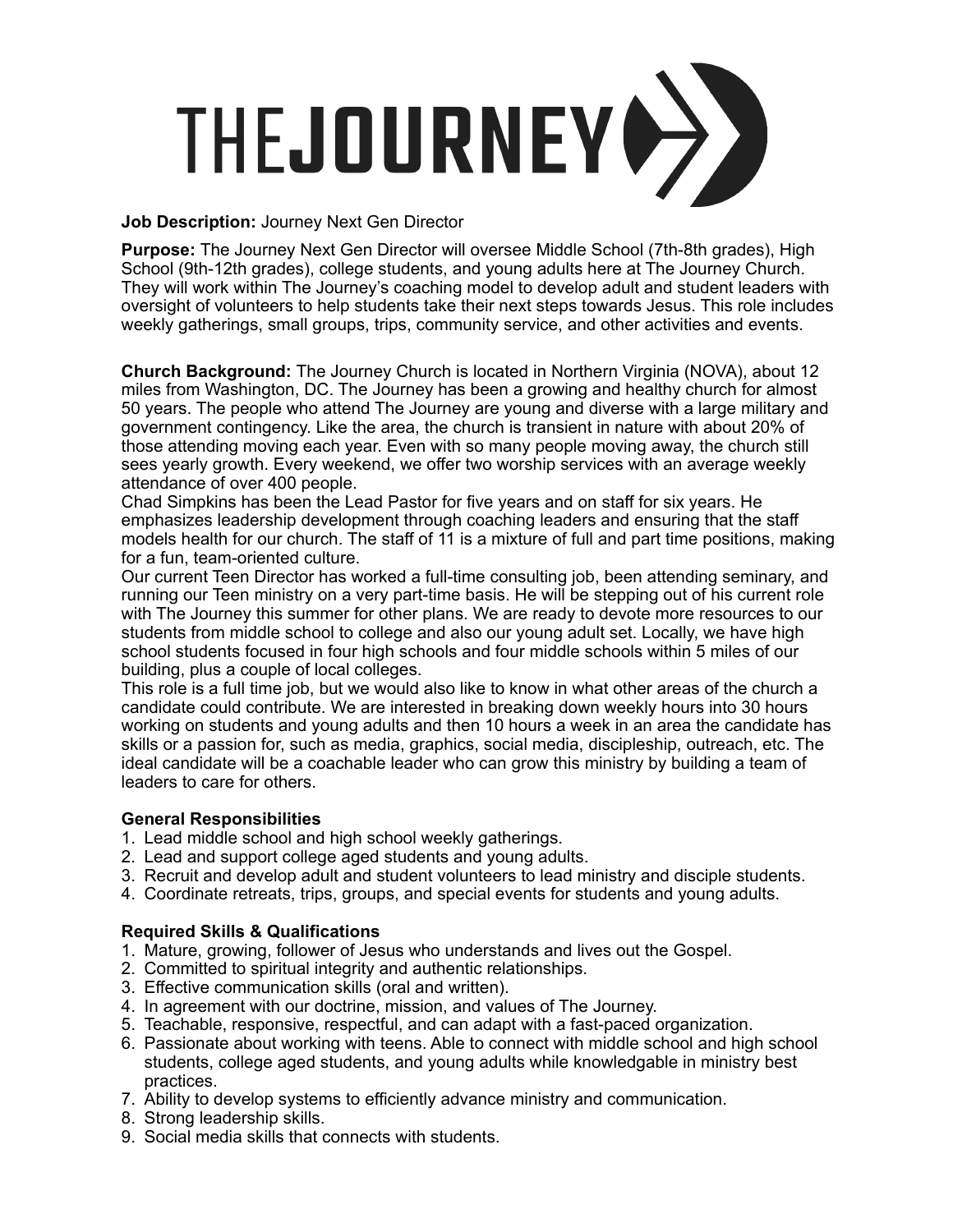# THEJOURNEY

**Job Description:** Journey Next Gen Director

**Purpose:** The Journey Next Gen Director will oversee Middle School (7th-8th grades), High School (9th-12th grades), college students, and young adults here at The Journey Church. They will work within The Journey's coaching model to develop adult and student leaders with oversight of volunteers to help students take their next steps towards Jesus. This role includes weekly gatherings, small groups, trips, community service, and other activities and events.

**Church Background:** The Journey Church is located in Northern Virginia (NOVA), about 12 miles from Washington, DC. The Journey has been a growing and healthy church for almost 50 years. The people who attend The Journey are young and diverse with a large military and government contingency. Like the area, the church is transient in nature with about 20% of those attending moving each year. Even with so many people moving away, the church still sees yearly growth. Every weekend, we offer two worship services with an average weekly attendance of over 400 people.

Chad Simpkins has been the Lead Pastor for five years and on staff for six years. He emphasizes leadership development through coaching leaders and ensuring that the staff models health for our church. The staff of 11 is a mixture of full and part time positions, making for a fun, team-oriented culture.

Our current Teen Director has worked a full-time consulting job, been attending seminary, and running our Teen ministry on a very part-time basis. He will be stepping out of his current role with The Journey this summer for other plans. We are ready to devote more resources to our students from middle school to college and also our young adult set. Locally, we have high school students focused in four high schools and four middle schools within 5 miles of our building, plus a couple of local colleges.

This role is a full time job, but we would also like to know in what other areas of the church a candidate could contribute. We are interested in breaking down weekly hours into 30 hours working on students and young adults and then 10 hours a week in an area the candidate has skills or a passion for, such as media, graphics, social media, discipleship, outreach, etc. The ideal candidate will be a coachable leader who can grow this ministry by building a team of leaders to care for others.

**General Responsibilities**

1. Lead middle school and high school weekly gatherings.
2. Lead and support college aged students and young adults.
3. Recruit and develop adult and student volunteers to lead ministry and disciple students.
4. Coordinate retreats, trips, groups, and special events for students and young adults.

**Required Skills & Qualifications**

1. Mature, growing, follower of Jesus who understands and lives out the Gospel.
2. Committed to spiritual integrity and authentic relationships.
3. Effective communication skills (oral and written).
4. In agreement with our doctrine, mission, and values of The Journey.
5. Teachable, responsive, respectful, and can adapt with a fast-paced organization.
6. Passionate about working with teens. Able to connect with middle school and high school students, college aged students, and young adults while knowledgable in ministry best practices.
7. Ability to develop systems to efficiently advance ministry and communication.
8. Strong leadership skills.
9. Social media skills that connects with students.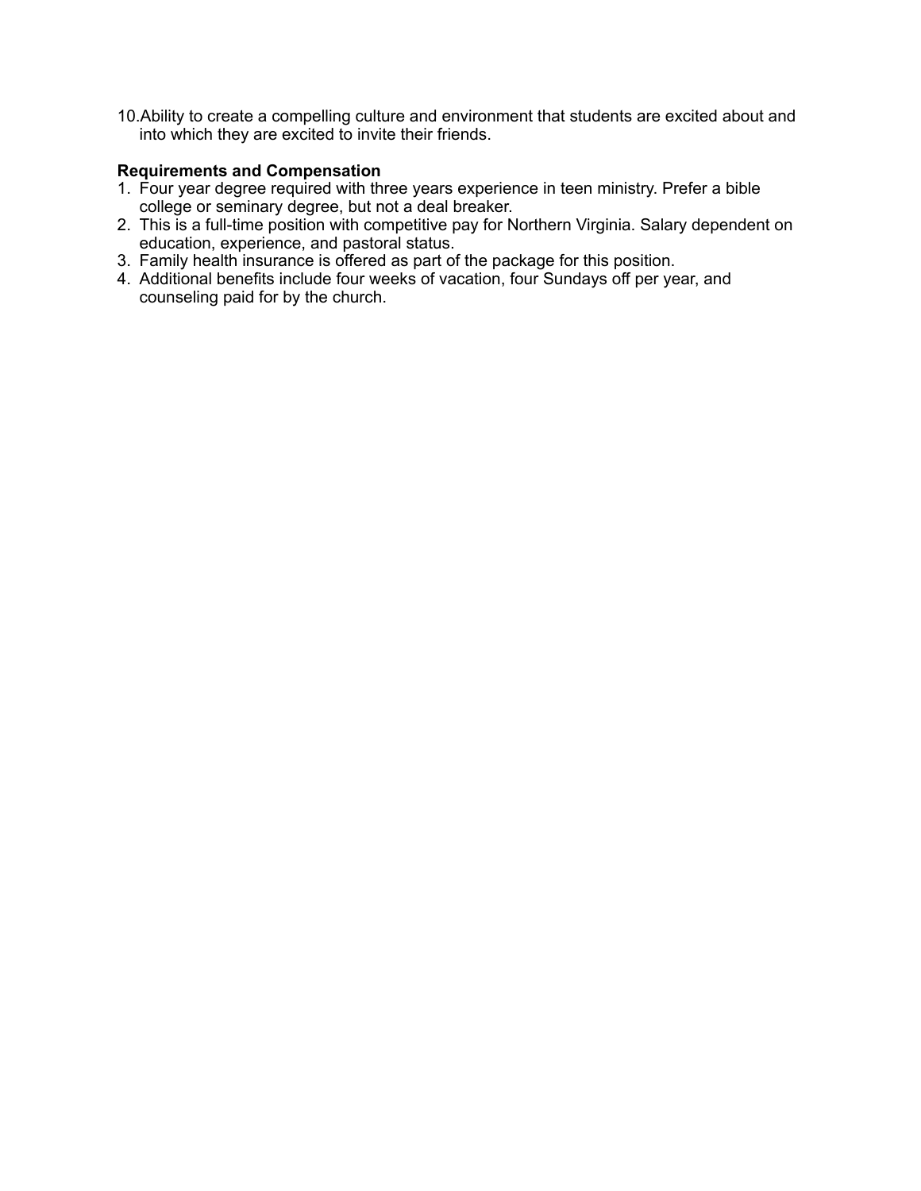10. Ability to create a compelling culture and environment that students are excited about and into which they are excited to invite their friends.

**Requirements and Compensation**

1. Four year degree required with three years experience in teen ministry. Prefer a bible college or seminary degree, but not a deal breaker.
2. This is a full-time position with competitive pay for Northern Virginia. Salary dependent on education, experience, and pastoral status.
3. Family health insurance is offered as part of the package for this position.
4. Additional benefits include four weeks of vacation, four Sundays off per year, and counseling paid for by the church.